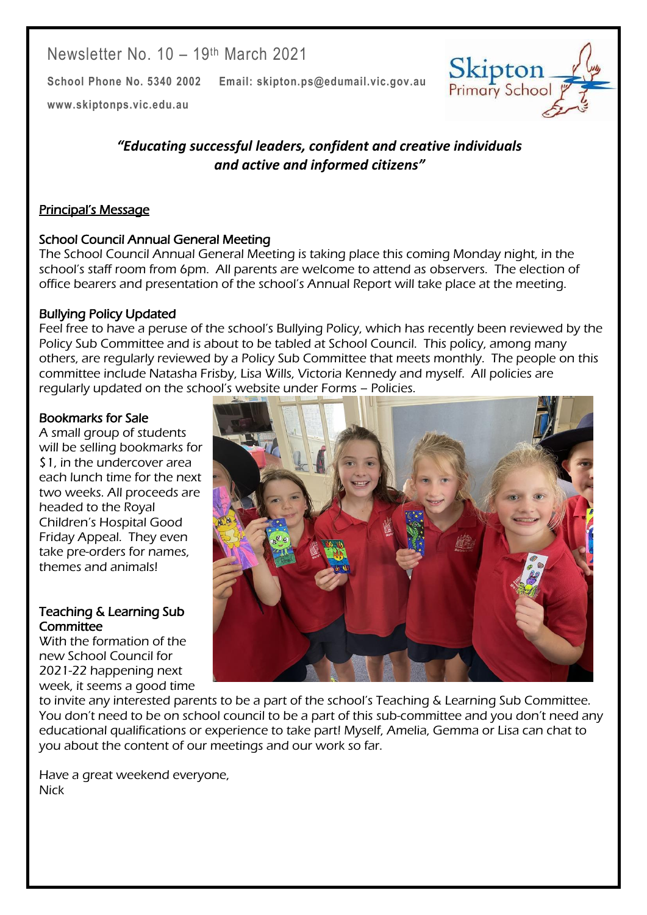Newsletter No. 10 – 19th March 2021

**School Phone No. 5340 2002 Email: skipton.ps@edumail.vic.gov.au**

**www.skiptonps.vic.edu.au**

***"Educating successful leaders, confident and creative individuals and active and informed citizens"***

## Principal's Message

### School Council Annual General Meeting

The School Council Annual General Meeting is taking place this coming Monday night, in the school's staff room from 6pm. All parents are welcome to attend as observers. The election of office bearers and presentation of the school's Annual Report will take place at the meeting.

### Bullying Policy Updated

Feel free to have a peruse of the school's Bullying Policy, which has recently been reviewed by the Policy Sub Committee and is about to be tabled at School Council. This policy, among many others, are regularly reviewed by a Policy Sub Committee that meets monthly. The people on this committee include Natasha Frisby, Lisa Wills, Victoria Kennedy and myself. All policies are regularly updated on the school's website under Forms – Policies.

### Bookmarks for Sale

A small group of students will be selling bookmarks for $1, in the undercover area each lunch time for the next two weeks. All proceeds are headed to the Royal Children's Hospital Good Friday Appeal. They even take pre-orders for names, themes and animals!

### Teaching & Learning Sub Committee

With the formation of the new School Council for 2021-22 happening next week, it seems a good time to invite any interested parents to be a part of the school's Teaching & Learning Sub Committee. You don't need to be on school council to be a part of this sub-committee and you don't need any educational qualifications or experience to take part! Myself, Amelia, Gemma or Lisa can chat to you about the content of our meetings and our work so far.

Have a great weekend everyone,
Nick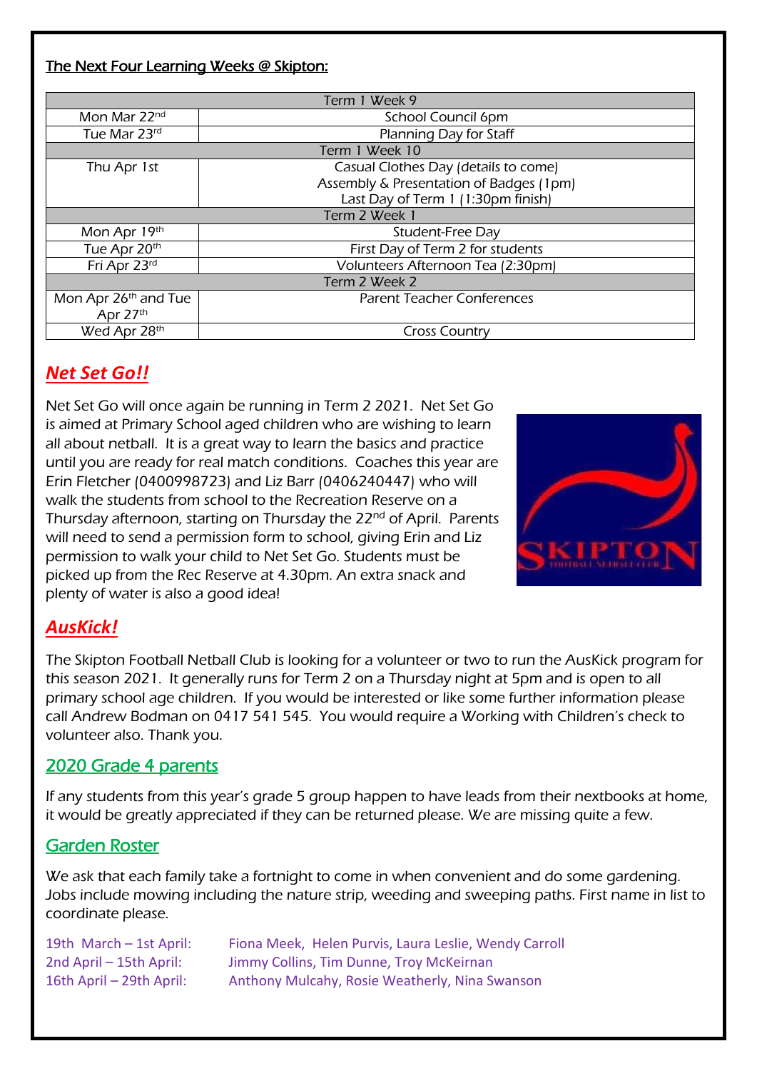## The Next Four Learning Weeks @ Skipton:

| Term 1 Week 9 | |
|---|---|
| Mon Mar 22nd | School Council 6pm |
| Tue Mar 23rd | Planning Day for Staff |
| **Term 1 Week 10** | |
| Thu Apr 1st | Casual Clothes Day (details to come)<br>Assembly & Presentation of Badges (1pm)<br>Last Day of Term 1 (1:30pm finish) |
| **Term 2 Week 1** | |
| Mon Apr 19th | Student-Free Day |
| Tue Apr 20th | First Day of Term 2 for students |
| Fri Apr 23rd | Volunteers Afternoon Tea (2:30pm) |
| **Term 2 Week 2** | |
| Mon Apr 26th and Tue Apr 27th | Parent Teacher Conferences |
| Wed Apr 28th | Cross Country |

## *Net Set Go!!*

Net Set Go will once again be running in Term 2 2021. Net Set Go is aimed at Primary School aged children who are wishing to learn all about netball. It is a great way to learn the basics and practice until you are ready for real match conditions. Coaches this year are Erin Fletcher (0400998723) and Liz Barr (0406240447) who will walk the students from school to the Recreation Reserve on a Thursday afternoon, starting on Thursday the 22nd of April. Parents will need to send a permission form to school, giving Erin and Liz permission to walk your child to Net Set Go. Students must be picked up from the Rec Reserve at 4.30pm. An extra snack and plenty of water is also a good idea!

## *AusKick!*

The Skipton Football Netball Club is looking for a volunteer or two to run the AusKick program for this season 2021. It generally runs for Term 2 on a Thursday night at 5pm and is open to all primary school age children. If you would be interested or like some further information please call Andrew Bodman on 0417 541 545. You would require a Working with Children's check to volunteer also. Thank you.

## 2020 Grade 4 parents

If any students from this year's grade 5 group happen to have leads from their nextbooks at home, it would be greatly appreciated if they can be returned please. We are missing quite a few.

## Garden Roster

We ask that each family take a fortnight to come in when convenient and do some gardening. Jobs include mowing including the nature strip, weeding and sweeping paths. First name in list to coordinate please.

19th March – 1st April: Fiona Meek, Helen Purvis, Laura Leslie, Wendy Carroll
2nd April – 15th April: Jimmy Collins, Tim Dunne, Troy McKeirnan
16th April – 29th April: Anthony Mulcahy, Rosie Weatherly, Nina Swanson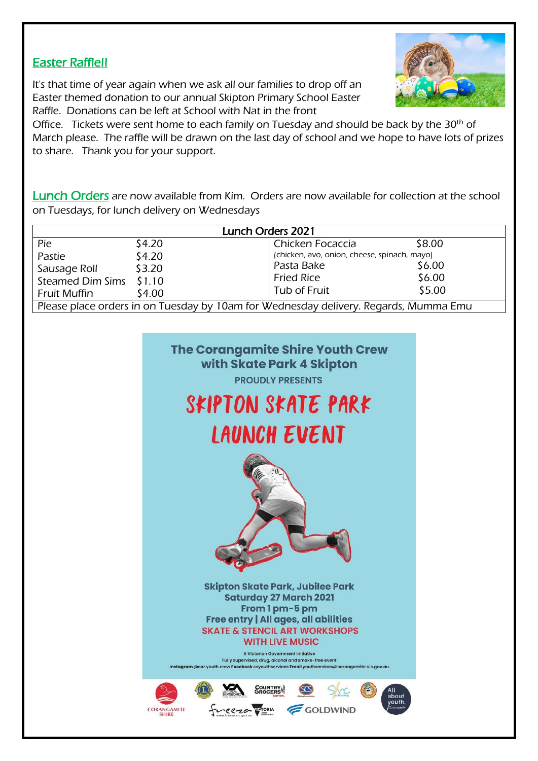## Easter Raffle!!

It's that time of year again when we ask all our families to drop off an Easter themed donation to our annual Skipton Primary School Easter Raffle. Donations can be left at School with Nat in the front Office. Tickets were sent home to each family on Tuesday and should be back by the 30th of March please. The raffle will be drawn on the last day of school and we hope to have lots of prizes to share. Thank you for your support.

**Lunch Orders** are now available from Kim. Orders are now available for collection at the school on Tuesdays, for lunch delivery on Wednesdays

| Lunch Orders 2021 | | | |
|---|---|---|---|
| Pie | $4.20 | Chicken Focaccia (chicken, avo, onion, cheese, spinach, mayo) | $8.00 |
| Pastie | $4.20 | Pasta Bake | $6.00 |
| Sausage Roll | $3.20 | Fried Rice | $6.00 |
| Steamed Dim Sims | $1.10 | Tub of Fruit | $5.00 |
| Fruit Muffin | $4.00 | | |
| Please place orders in on Tuesday by 10am for Wednesday delivery. Regards, Mumma Emu | | | |

**The Corangamite Shire Youth Crew with Skate Park 4 Skipton**

PROUDLY PRESENTS

# SKIPTON SKATE PARK LAUNCH EVENT

**Skipton Skate Park, Jubilee Park**
**Saturday 27 March 2021**
**From 1 pm-5 pm**
**Free entry | All ages, all abilities**
**SKATE & STENCIL ART WORKSHOPS WITH LIVE MUSIC**

A Victorian Government initiative
Fully supervised, drug, alcohol and smoke-free event
**Instagram** @cor.youth.crew **Facebook** csyouthservices **Email** youthservices@corangamite.vic.gov.au

CORANGAMITE SHIRE · COUNTRY GROCERS SKIPTON · FReeZA www.freeza.vic.gov.au · VICTORIA State Government · GOLDWIND · All about youth. Corangamite